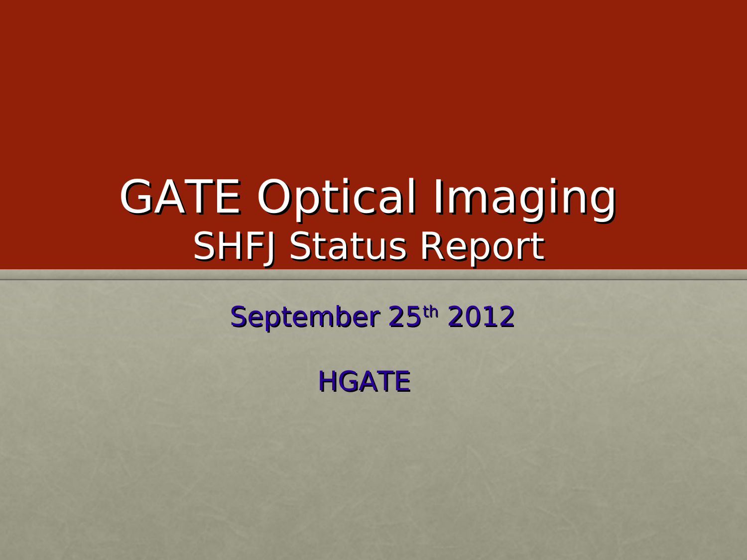# GATE Optical Imaging

## SHFJ Status Report

September 25th 2012

HGATE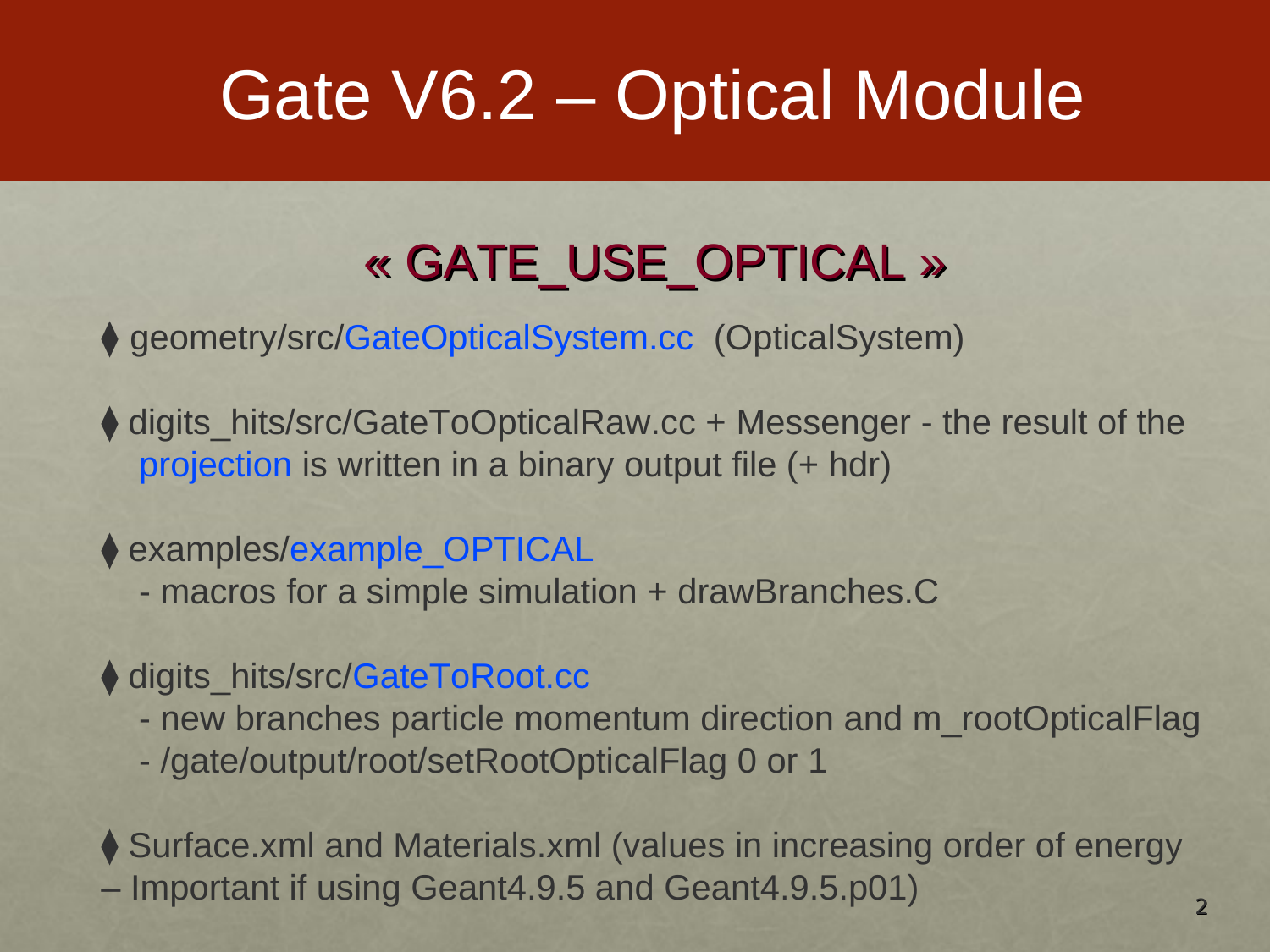# Gate V6.2 – Optical Module

## « GATE_USE_OPTICAL »

- geometry/src/GateOpticalSystem.cc  (OpticalSystem)

- digits_hits/src/GateToOpticalRaw.cc + Messenger - the result of the projection is written in a binary output file (+ hdr)

- examples/example_OPTICAL
  - macros for a simple simulation + drawBranches.C

- digits_hits/src/GateToRoot.cc
  - new branches particle momentum direction and m_rootOpticalFlag
  - /gate/output/root/setRootOpticalFlag 0 or 1

- Surface.xml and Materials.xml (values in increasing order of energy – Important if using Geant4.9.5 and Geant4.9.5.p01)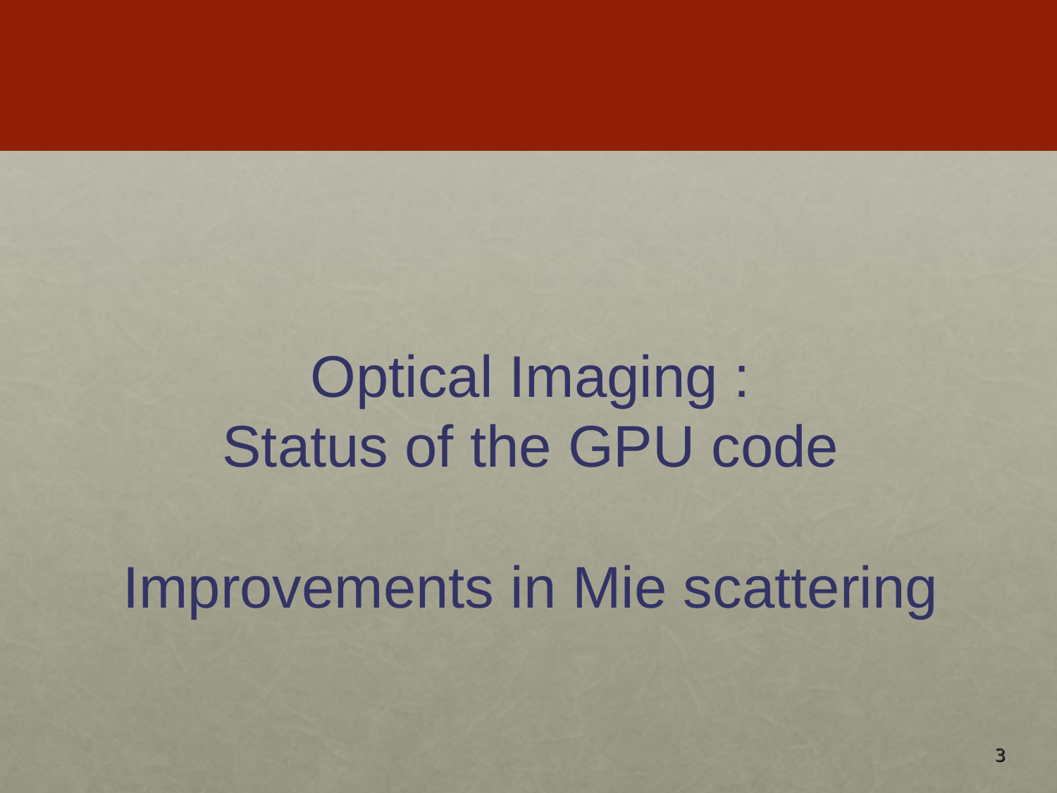# Optical Imaging : Status of the GPU code

# Improvements in Mie scattering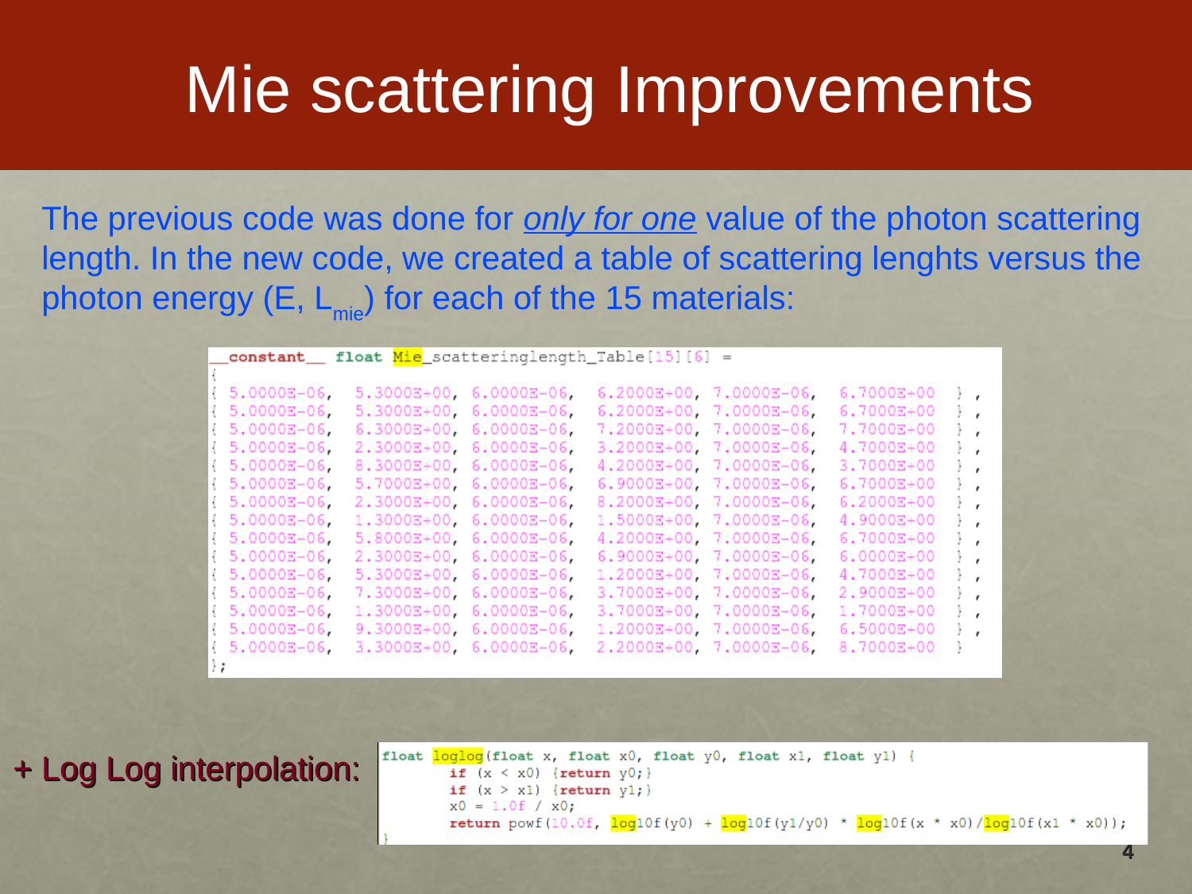# Mie scattering Improvements

The previous code was done for *only for one* value of the photon scattering length. In the new code, we created a table of scattering lenghts versus the photon energy (E, $L_{mie}$) for each of the 15 materials:

```
__constant__ float Mie_scatteringlength_Table[15][6] =
{
{ 5.0000E-06,  5.3000E+00, 6.0000E-06,  6.2000E+00, 7.0000E-06,  6.7000E+00  } ,
{ 5.0000E-06,  5.3000E+00, 6.0000E-06,  6.2000E+00, 7.0000E-06,  6.7000E+00  } ,
{ 5.0000E-06,  6.3000E+00, 6.0000E-06,  7.2000E+00, 7.0000E-06,  7.7000E+00  } ,
{ 5.0000E-06,  2.3000E+00, 6.0000E-06,  3.2000E+00, 7.0000E-06,  4.7000E+00  } ,
{ 5.0000E-06,  8.3000E+00, 6.0000E-06,  4.2000E+00, 7.0000E-06,  3.7000E+00  } ,
{ 5.0000E-06,  5.7000E+00, 6.0000E-06,  6.9000E+00, 7.0000E-06,  6.7000E+00  } ,
{ 5.0000E-06,  2.3000E+00, 6.0000E-06,  8.2000E+00, 7.0000E-06,  6.2000E+00  } ,
{ 5.0000E-06,  1.3000E+00, 6.0000E-06,  1.5000E+00, 7.0000E-06,  4.9000E+00  } ,
{ 5.0000E-06,  5.8000E+00, 6.0000E-06,  4.2000E+00, 7.0000E-06,  6.7000E+00  } ,
{ 5.0000E-06,  2.3000E+00, 6.0000E-06,  6.9000E+00, 7.0000E-06,  6.0000E+00  } ,
{ 5.0000E-06,  5.3000E+00, 6.0000E-06,  1.2000E+00, 7.0000E-06,  4.7000E+00  } ,
{ 5.0000E-06,  7.3000E+00, 6.0000E-06,  3.7000E+00, 7.0000E-06,  2.9000E+00  } ,
{ 5.0000E-06,  1.3000E+00, 6.0000E-06,  3.7000E+00, 7.0000E-06,  1.7000E+00  } ,
{ 5.0000E-06,  9.3000E+00, 6.0000E-06,  1.2000E+00, 7.0000E-06,  6.5000E+00  } ,
{ 5.0000E-06,  3.3000E+00, 6.0000E-06,  2.2000E+00, 7.0000E-06,  8.7000E+00  }
};
```

+ Log Log interpolation:

```
float loglog(float x, float x0, float y0, float x1, float y1) {
        if (x < x0) {return y0;}
        if (x > x1) {return y1;}
        x0 = 1.0f / x0;
        return powf(10.0f, log10f(y0) + log10f(y1/y0) * log10f(x * x0)/log10f(x1 * x0));
}
```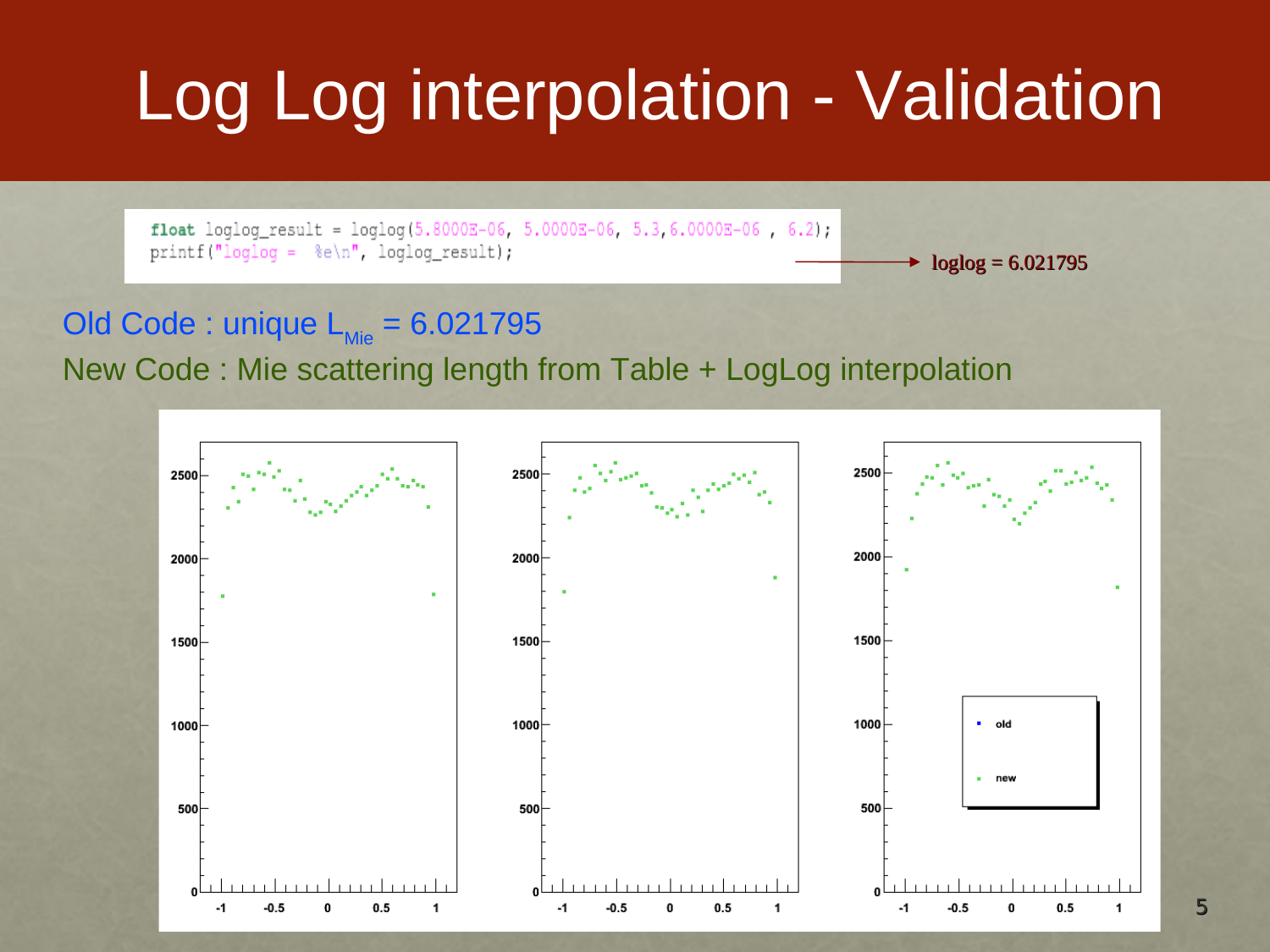# Log Log interpolation - Validation

```
float loglog_result = loglog(5.8000E-06, 5.0000E-06, 5.3,6.0000E-06 , 6.2);
printf("loglog =  %e\n", loglog_result);
```

→ loglog = 6.021795

Old Code : unique $L_{Mie}$ = 6.021795

New Code : Mie scattering length from Table + LogLog interpolation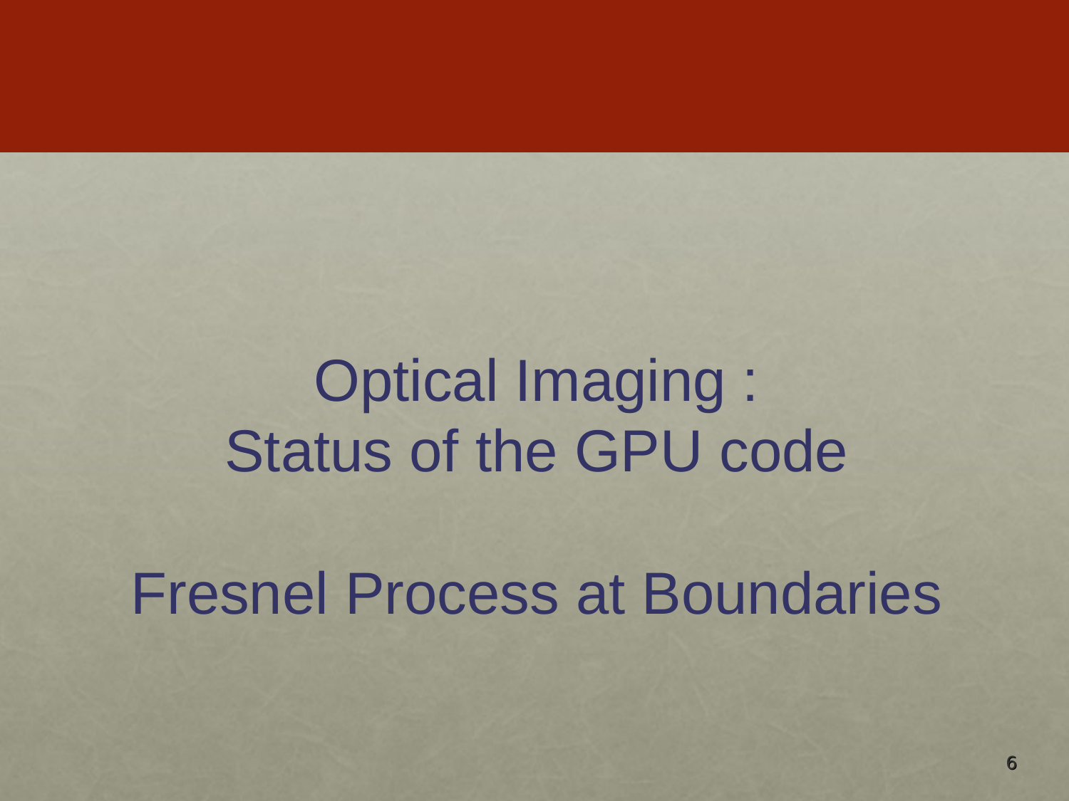# Optical Imaging : Status of the GPU code

# Fresnel Process at Boundaries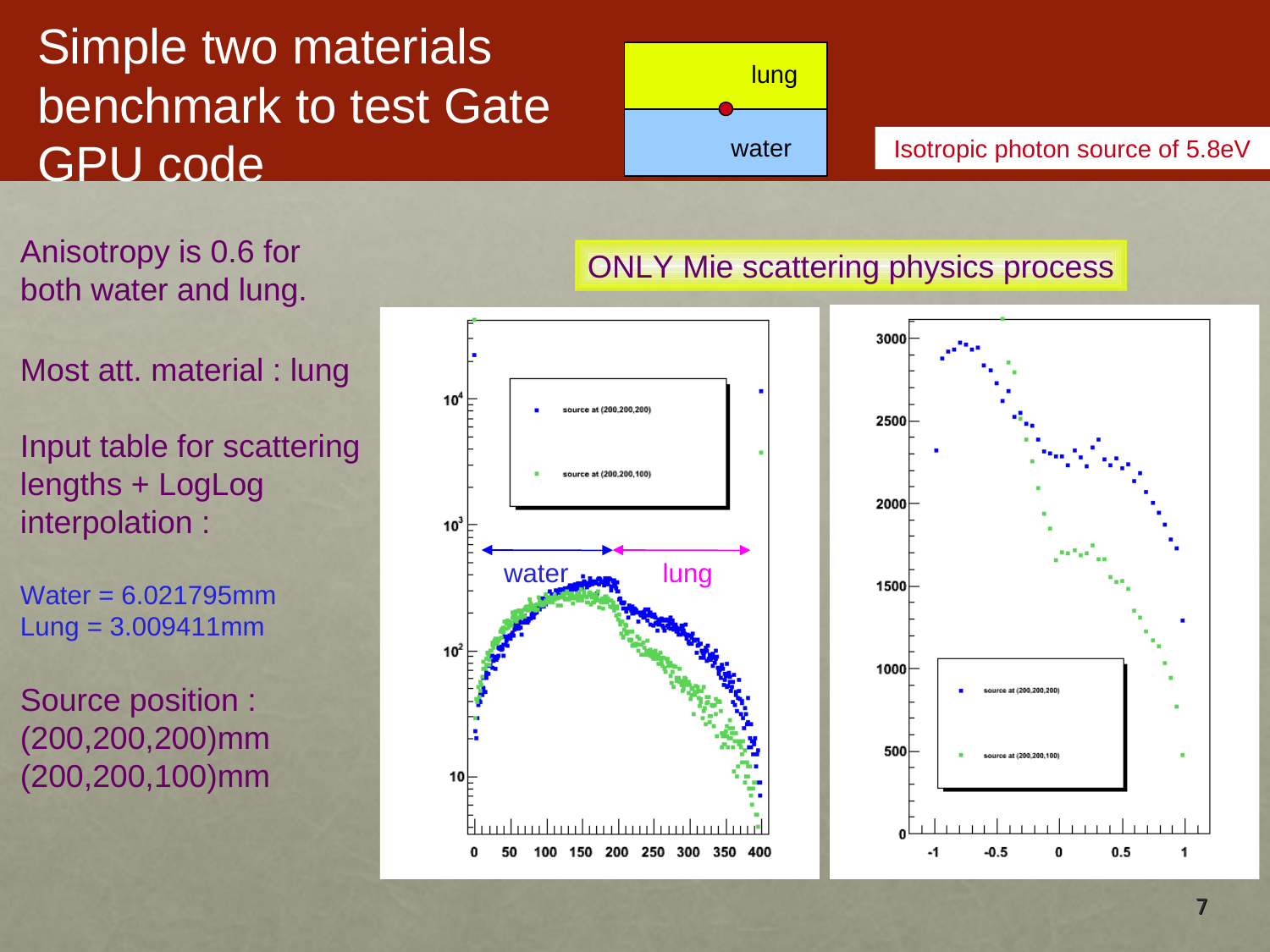# Simple two materials benchmark to test Gate GPU code

Isotropic photon source of 5.8eV

ONLY Mie scattering physics process

Anisotropy is 0.6 for both water and lung.

Most att. material : lung

Input table for scattering lengths + LogLog interpolation :

Water = 6.021795mm
Lung = 3.009411mm

Source position :
(200,200,200)mm
(200,200,100)mm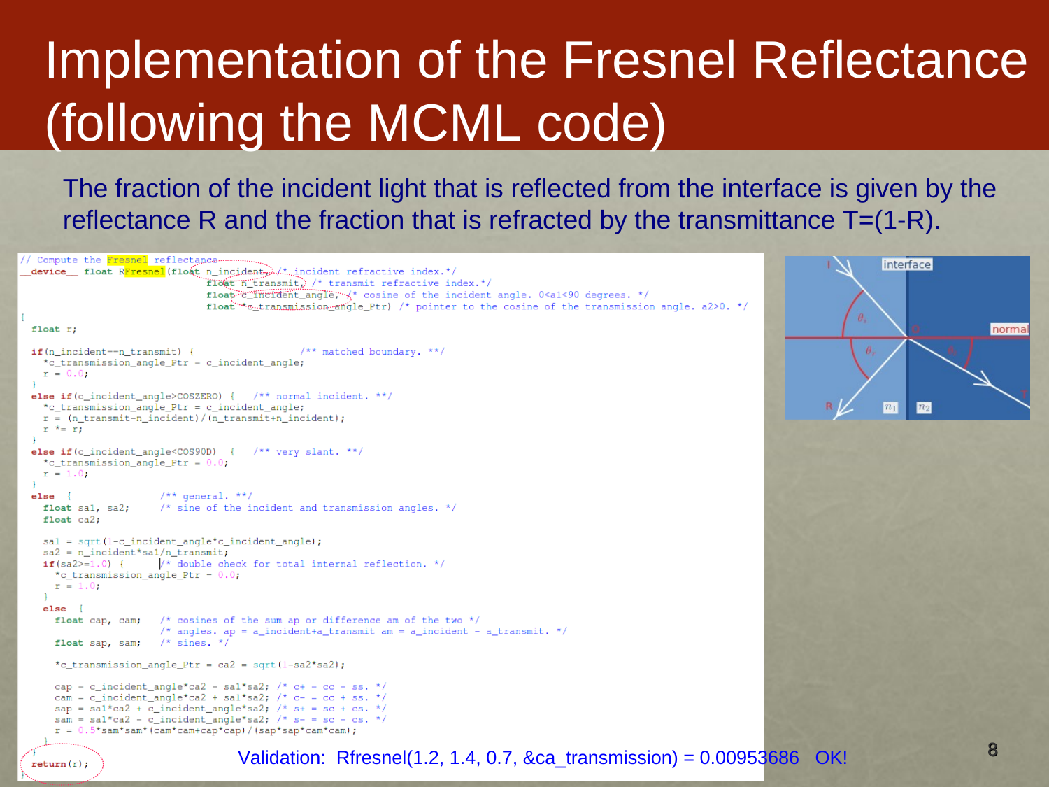# Implementation of the Fresnel Reflectance (following the MCML code)

The fraction of the incident light that is reflected from the interface is given by the reflectance R and the fraction that is refracted by the transmittance T=(1-R).

```
// Compute the Fresnel reflectance
__device__ float RFresnel(float n_incident, /* incident refractive index.*/
                          float n_transmit, /* transmit refractive index.*/
                          float c_incident_angle, /* cosine of the incident angle. 0<a1<90 degrees. */
                          float *c_transmission_angle_Ptr) /* pointer to the cosine of the transmission angle. a2>0. */
{
  float r;

  if(n_incident==n_transmit) {                   /** matched boundary. **/
    *c_transmission_angle_Ptr = c_incident_angle;
    r = 0.0;
  }
  else if(c_incident_angle>COSZERO) {   /** normal incident. **/
    *c_transmission_angle_Ptr = c_incident_angle;
    r = (n_transmit-n_incident)/(n_transmit+n_incident);
    r *= r;
  }
  else if(c_incident_angle<COS90D)  {   /** very slant. **/
    *c_transmission_angle_Ptr = 0.0;
    r = 1.0;
  }
  else  {                  /** general. **/
    float sa1, sa2;       /* sine of the incident and transmission angles. */
    float ca2;

    sa1 = sqrt(1-c_incident_angle*c_incident_angle);
    sa2 = n_incident*sa1/n_transmit;
    if(sa2>=1.0) {       /* double check for total internal reflection. */
      *c_transmission_angle_Ptr = 0.0;
      r = 1.0;
    }
    else  {
      float cap, cam;    /* cosines of the sum ap or difference am of the two */
                         /* angles. ap = a_incident+a_transmit am = a_incident - a_transmit. */
      float sap, sam;    /* sines. */

      *c_transmission_angle_Ptr = ca2 = sqrt(1-sa2*sa2);

      cap = c_incident_angle*ca2 - sa1*sa2; /* c+ = cc - ss. */
      cam = c_incident_angle*ca2 + sa1*sa2; /* c- = cc + ss. */
      sap = sa1*ca2 + c_incident_angle*sa2; /* s+ = sc + cs. */
      sam = sa1*ca2 - c_incident_angle*sa2; /* s- = sc - cs. */
      r = 0.5*sam*sam*(cam*cam+cap*cap)/(sap*sap*cam*cam);
    }
  }
  return(r);
}
```

Validation: Rfresnel(1.2, 1.4, 0.7, &ca_transmission) = 0.00953686 OK!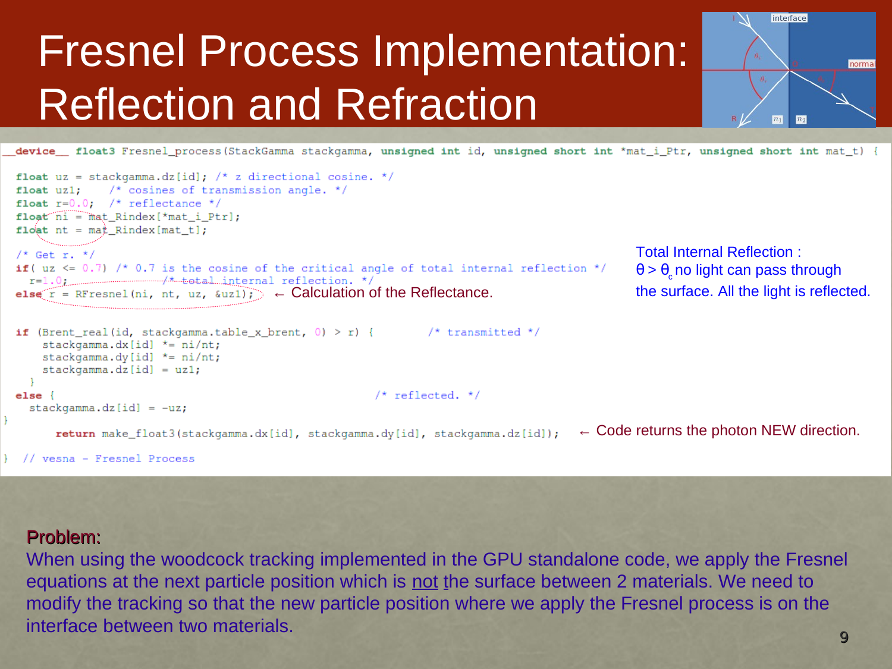# Fresnel Process Implementation: Reflection and Refraction

```
__device__ float3 Fresnel_process(StackGamma stackgamma, unsigned int id, unsigned short int *mat_i_Ptr, unsigned short int mat_t) {

  float uz = stackgamma.dz[id]; /* z directional cosine. */
  float uz1;     /* cosines of transmission angle. */
  float r=0.0;   /* reflectance */
  float ni = mat_Rindex[*mat_i_Ptr];
  float nt = mat_Rindex[mat_t];

  /* Get r. */
  if( uz <= 0.7) /* 0.7 is the cosine of the critical angle of total internal reflection */
    r=1.0;              /* total internal reflection. */
  else r = RFresnel(ni, nt, uz, &uz1);

  if (Brent_real(id, stackgamma.table_x_brent, 0) > r) {        /* transmitted */
      stackgamma.dx[id] *= ni/nt;
      stackgamma.dy[id] *= ni/nt;
      stackgamma.dz[id] = uz1;
    }
  else {                                          /* reflected. */
    stackgamma.dz[id] = -uz;
}
      return make_float3(stackgamma.dx[id], stackgamma.dy[id], stackgamma.dz[id]);

}  // vesna - Fresnel Process
```

← Calculation of the Reflectance.

Total Internal Reflection : $\theta > \theta_c$ no light can pass through the surface. All the light is reflected.

← Code returns the photon NEW direction.

**Problem:**

When using the woodcock tracking implemented in the GPU standalone code, we apply the Fresnel equations at the next particle position which is not the surface between 2 materials. We need to modify the tracking so that the new particle position where we apply the Fresnel process is on the interface between two materials.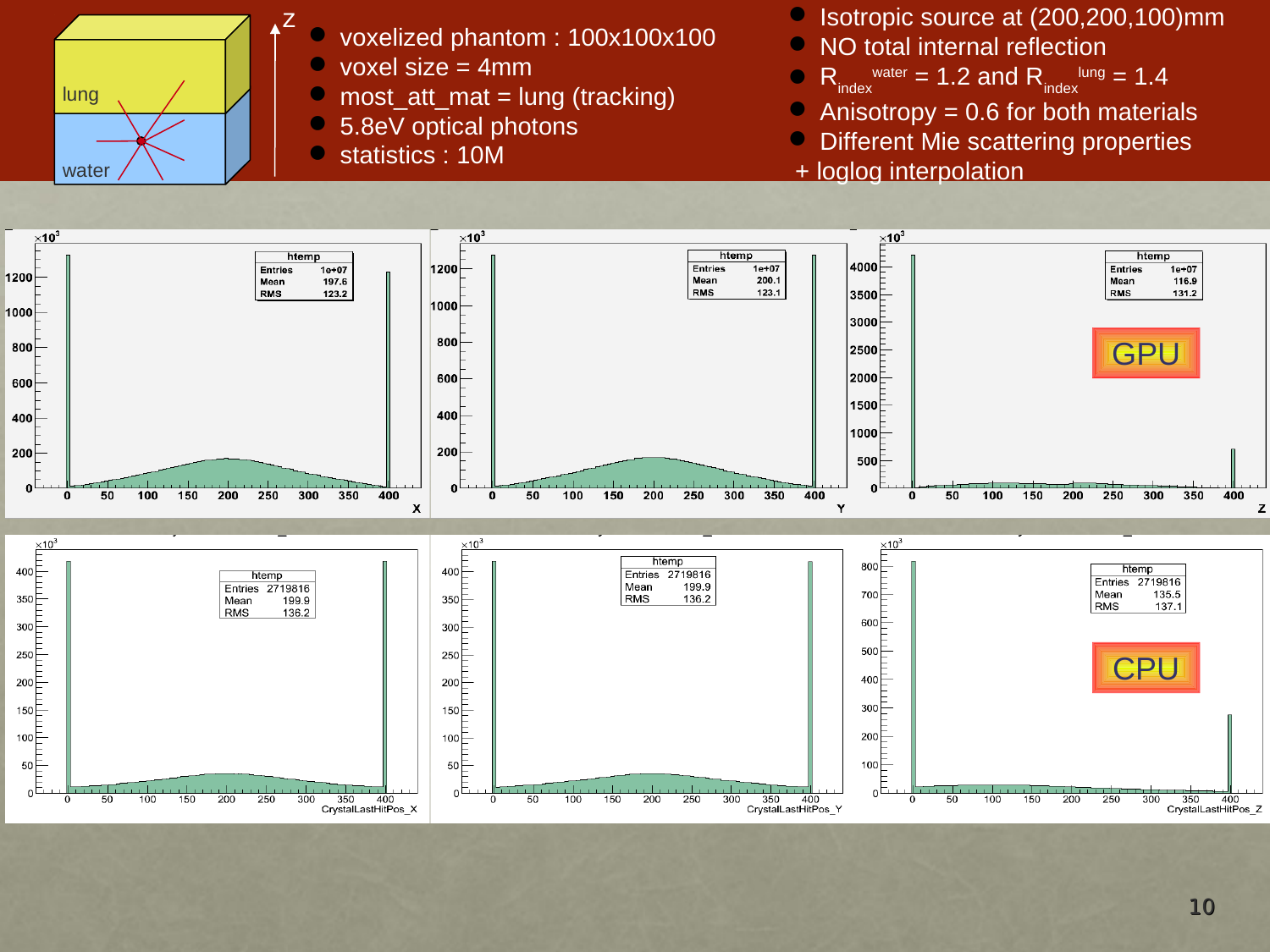- voxelized phantom : 100x100x100
- voxel size = 4mm
- most_att_mat = lung (tracking)
- 5.8eV optical photons
- statistics : 10M

- Isotropic source at (200,200,100)mm
- NO total internal reflection
- $R_{index}^{water} = 1.2$ and $R_{index}^{lung} = 1.4$
- Anisotropy = 0.6 for both materials
- Different Mie scattering properties

+ loglog interpolation

**GPU**

| htemp | X | Y | Z |
|---|---|---|---|
| Entries | 1e+07 | 1e+07 | 1e+07 |
| Mean | 197.6 | 200.1 | 116.9 |
| RMS | 123.2 | 123.1 | 131.2 |

**CPU**

| htemp | CrystalLastHitPos_X | CrystalLastHitPos_Y | CrystalLastHitPos_Z |
|---|---|---|---|
| Entries | 2719816 | 2719816 | 2719816 |
| Mean | 199.9 | 199.9 | 135.5 |
| RMS | 136.2 | 136.2 | 137.1 |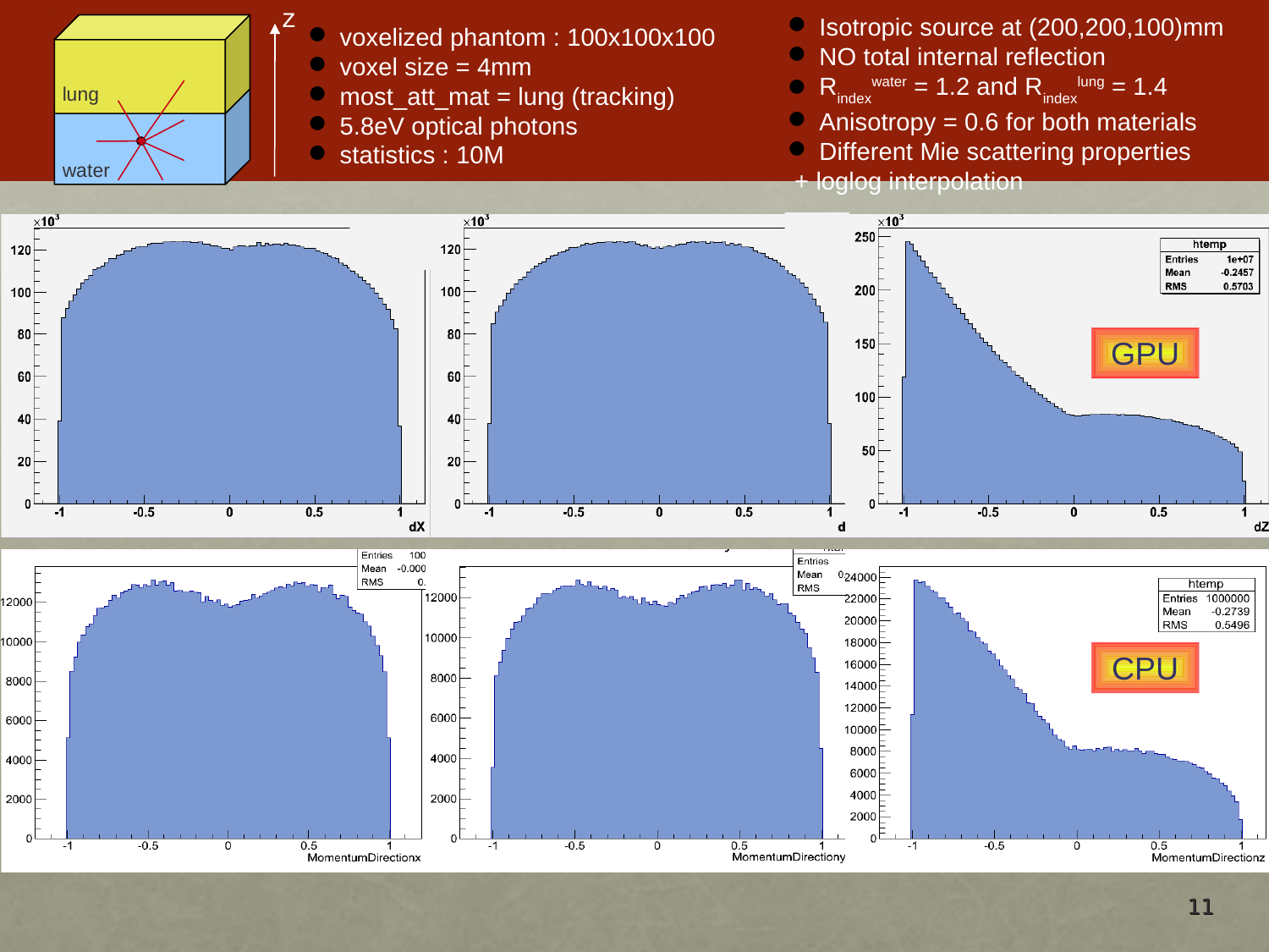- voxelized phantom : 100x100x100
- voxel size = 4mm
- most_att_mat = lung (tracking)
- 5.8eV optical photons
- statistics : 10M

- Isotropic source at (200,200,100)mm
- NO total internal reflection
- $R_{index}^{water} = 1.2$ and $R_{index}^{lung} = 1.4$
- Anisotropy = 0.6 for both materials
- Different Mie scattering properties

+ loglog interpolation

GPU

| htemp | |
|---|---|
| Entries | 1e+07 |
| Mean | -0.2457 |
| RMS | 0.5703 |

CPU

| htemp | |
|---|---|
| Entries | 1000000 |
| Mean | -0.2739 |
| RMS | 0.5496 |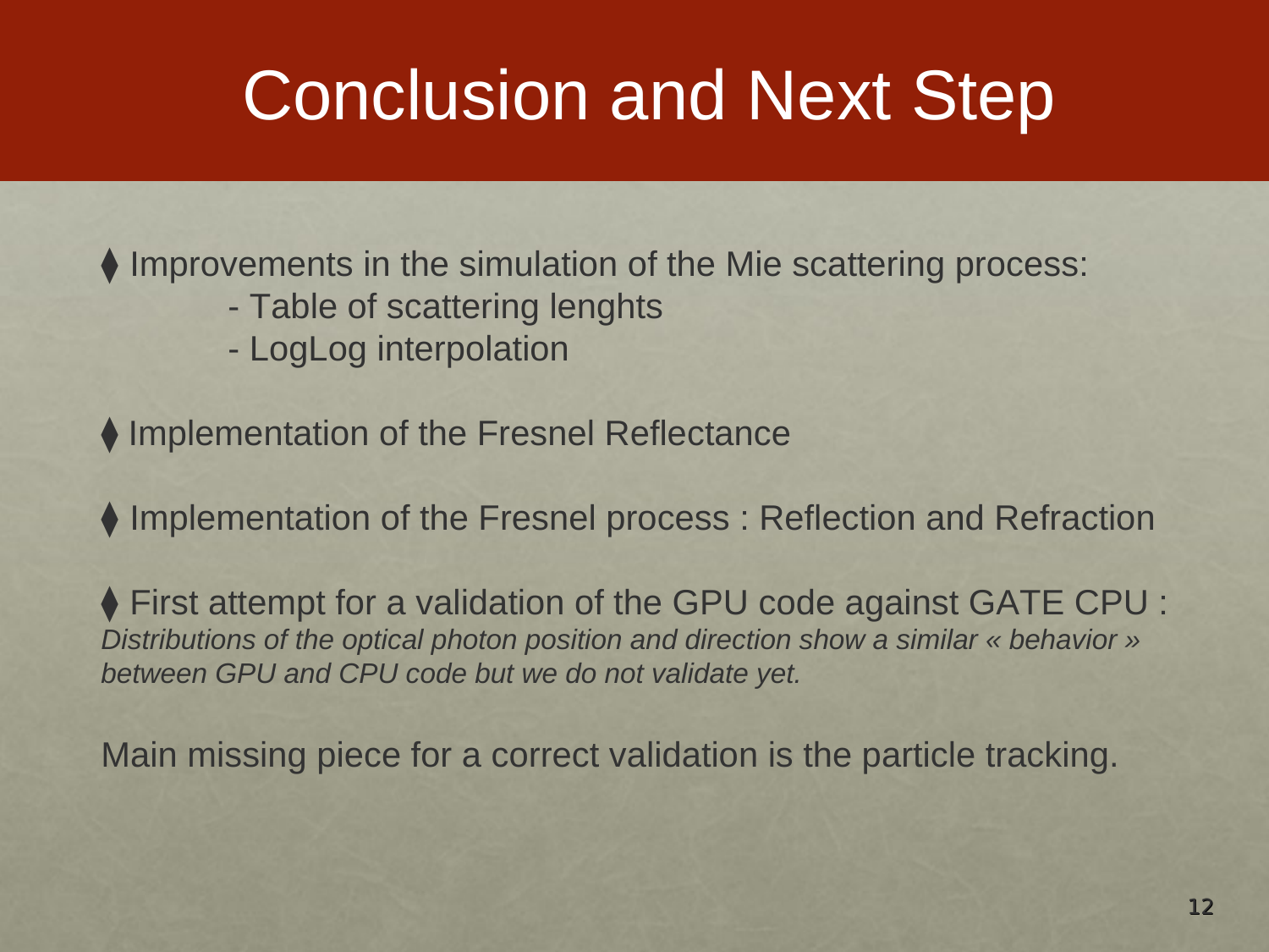# Conclusion and Next Step

⧫ Improvements in the simulation of the Mie scattering process:

- Table of scattering lenghts
- LogLog interpolation

⧫ Implementation of the Fresnel Reflectance

⧫ Implementation of the Fresnel process : Reflection and Refraction

⧫ First attempt for a validation of the GPU code against GATE CPU :
*Distributions of the optical photon position and direction show a similar « behavior » between GPU and CPU code but we do not validate yet.*

Main missing piece for a correct validation is the particle tracking.